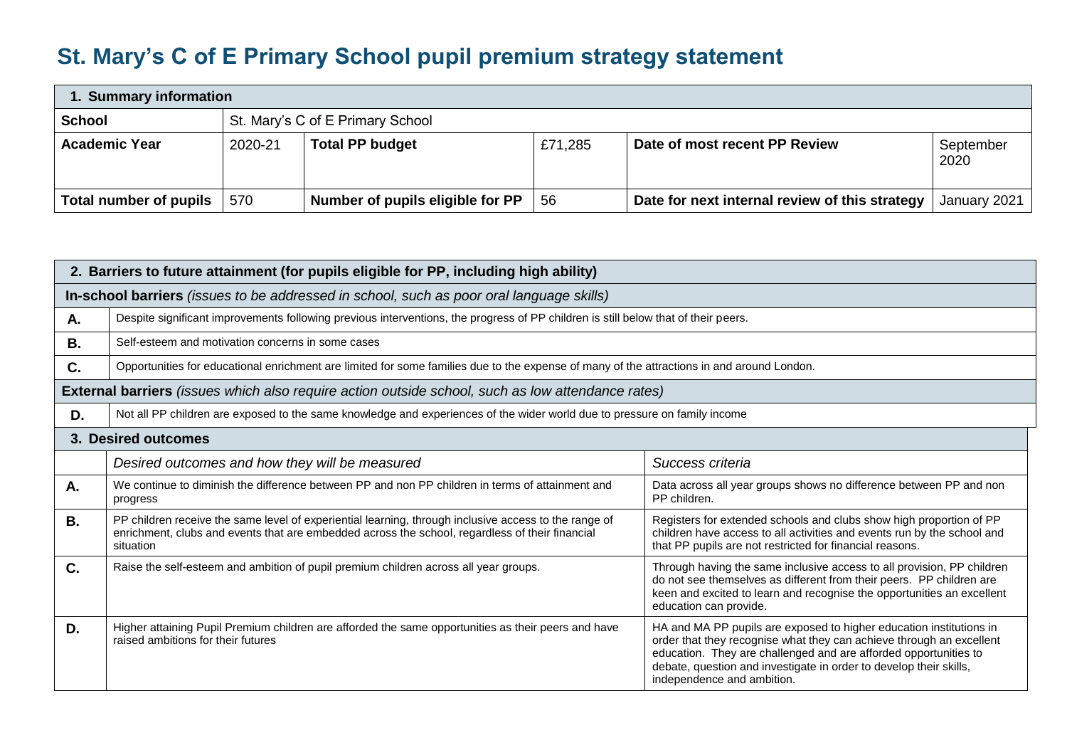# St. Mary's C of E Primary School pupil premium strategy statement

| **1. Summary information** | | | | | |
|---|---|---|---|---|---|
| **School** | St. Mary's C of E Primary School | | | | |
| **Academic Year** | 2020-21 | **Total PP budget** | £71,285 | **Date of most recent PP Review** | September 2020 |
| **Total number of pupils** | 570 | **Number of pupils eligible for PP** | 56 | **Date for next internal review of this strategy** | January 2021 |

| **2. Barriers to future attainment (for pupils eligible for PP, including high ability)** | |
|---|---|
| **In-school barriers** *(issues to be addressed in school, such as poor oral language skills)* | |
| **A.** | Despite significant improvements following previous interventions, the progress of PP children is still below that of their peers. |
| **B.** | Self-esteem and motivation concerns in some cases |
| **C.** | Opportunities for educational enrichment are limited for some families due to the expense of many of the attractions in and around London. |
| **External barriers** *(issues which also require action outside school, such as low attendance rates)* | |
| **D.** | Not all PP children are exposed to the same knowledge and experiences of the wider world due to pressure on family income |

| **3. Desired outcomes** | | |
|---|---|---|
| | *Desired outcomes and how they will be measured* | *Success criteria* |
| **A.** | We continue to diminish the difference between PP and non PP children in terms of attainment and progress | Data across all year groups shows no difference between PP and non PP children. |
| **B.** | PP children receive the same level of experiential learning, through inclusive access to the range of enrichment, clubs and events that are embedded across the school, regardless of their financial situation | Registers for extended schools and clubs show high proportion of PP children have access to all activities and events run by the school and that PP pupils are not restricted for financial reasons. |
| **C.** | Raise the self-esteem and ambition of pupil premium children across all year groups. | Through having the same inclusive access to all provision, PP children do not see themselves as different from their peers. PP children are keen and excited to learn and recognise the opportunities an excellent education can provide. |
| **D.** | Higher attaining Pupil Premium children are afforded the same opportunities as their peers and have raised ambitions for their futures | HA and MA PP pupils are exposed to higher education institutions in order that they recognise what they can achieve through an excellent education. They are challenged and are afforded opportunities to debate, question and investigate in order to develop their skills, independence and ambition. |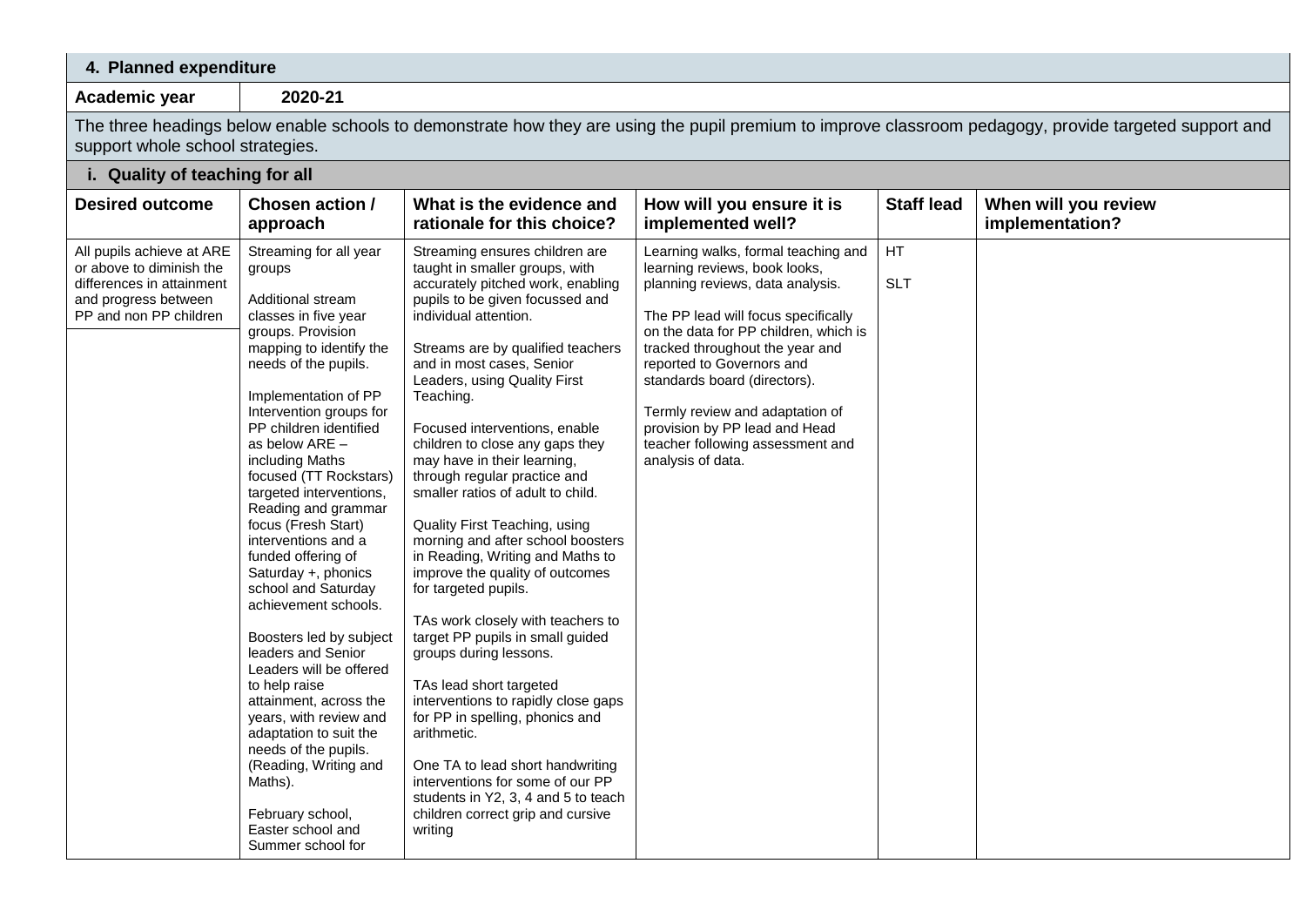## 4. Planned expenditure

| Academic year | 2020-21 |
|---|---|

The three headings below enable schools to demonstrate how they are using the pupil premium to improve classroom pedagogy, provide targeted support and support whole school strategies.

### i. Quality of teaching for all

| Desired outcome | Chosen action / approach | What is the evidence and rationale for this choice? | How will you ensure it is implemented well? | Staff lead | When will you review implementation? |
|---|---|---|---|---|---|
| All pupils achieve at ARE or above to diminish the differences in attainment and progress between PP and non PP children | Streaming for all year groups<br><br>Additional stream classes in five year groups. Provision mapping to identify the needs of the pupils.<br><br>Implementation of PP Intervention groups for PP children identified as below ARE – including Maths focused (TT Rockstars) targeted interventions, Reading and grammar focus (Fresh Start) interventions and a funded offering of Saturday +, phonics school and Saturday achievement schools.<br><br>Boosters led by subject leaders and Senior Leaders will be offered to help raise attainment, across the years, with review and adaptation to suit the needs of the pupils. (Reading, Writing and Maths).<br><br>February school, Easter school and Summer school for | Streaming ensures children are taught in smaller groups, with accurately pitched work, enabling pupils to be given focussed and individual attention.<br><br>Streams are by qualified teachers and in most cases, Senior Leaders, using Quality First Teaching.<br><br>Focused interventions, enable children to close any gaps they may have in their learning, through regular practice and smaller ratios of adult to child.<br><br>Quality First Teaching, using morning and after school boosters in Reading, Writing and Maths to improve the quality of outcomes for targeted pupils.<br><br>TAs work closely with teachers to target PP pupils in small guided groups during lessons.<br><br>TAs lead short targeted interventions to rapidly close gaps for PP in spelling, phonics and arithmetic.<br><br>One TA to lead short handwriting interventions for some of our PP students in Y2, 3, 4 and 5 to teach children correct grip and cursive writing | Learning walks, formal teaching and learning reviews, book looks, planning reviews, data analysis.<br><br>The PP lead will focus specifically on the data for PP children, which is tracked throughout the year and reported to Governors and standards board (directors).<br><br>Termly review and adaptation of provision by PP lead and Head teacher following assessment and analysis of data. | HT<br><br>SLT | |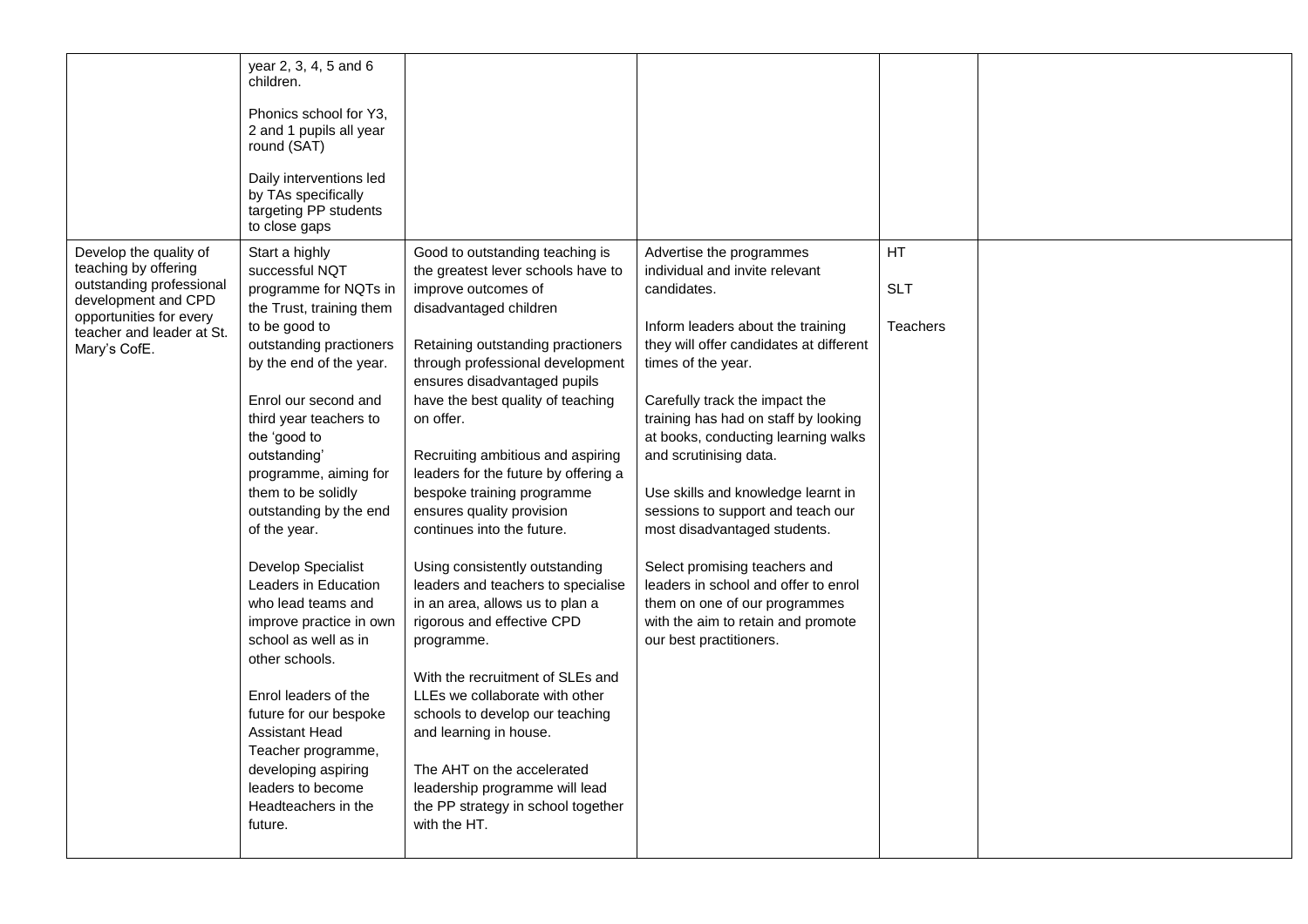| | | | | | |
|---|---|---|---|---|---|
| | year 2, 3, 4, 5 and 6 children.<br><br>Phonics school for Y3, 2 and 1 pupils all year round (SAT)<br><br>Daily interventions led by TAs specifically targeting PP students to close gaps | | | | |
| Develop the quality of teaching by offering outstanding professional development and CPD opportunities for every teacher and leader at St. Mary's CofE. | Start a highly successful NQT programme for NQTs in the Trust, training them to be good to outstanding practioners by the end of the year.<br><br>Enrol our second and third year teachers to the 'good to outstanding' programme, aiming for them to be solidly outstanding by the end of the year.<br><br>Develop Specialist Leaders in Education who lead teams and improve practice in own school as well as in other schools.<br><br>Enrol leaders of the future for our bespoke Assistant Head Teacher programme, developing aspiring leaders to become Headteachers in the future. | Good to outstanding teaching is the greatest lever schools have to improve outcomes of disadvantaged children<br><br>Retaining outstanding practioners through professional development ensures disadvantaged pupils have the best quality of teaching on offer.<br><br>Recruiting ambitious and aspiring leaders for the future by offering a bespoke training programme ensures quality provision continues into the future.<br><br>Using consistently outstanding leaders and teachers to specialise in an area, allows us to plan a rigorous and effective CPD programme.<br><br>With the recruitment of SLEs and LLEs we collaborate with other schools to develop our teaching and learning in house.<br><br>The AHT on the accelerated leadership programme will lead the PP strategy in school together with the HT. | Advertise the programmes individual and invite relevant candidates.<br><br>Inform leaders about the training they will offer candidates at different times of the year.<br><br>Carefully track the impact the training has had on staff by looking at books, conducting learning walks and scrutinising data.<br><br>Use skills and knowledge learnt in sessions to support and teach our most disadvantaged students.<br><br>Select promising teachers and leaders in school and offer to enrol them on one of our programmes with the aim to retain and promote our best practitioners. | HT<br><br>SLT<br><br>Teachers | |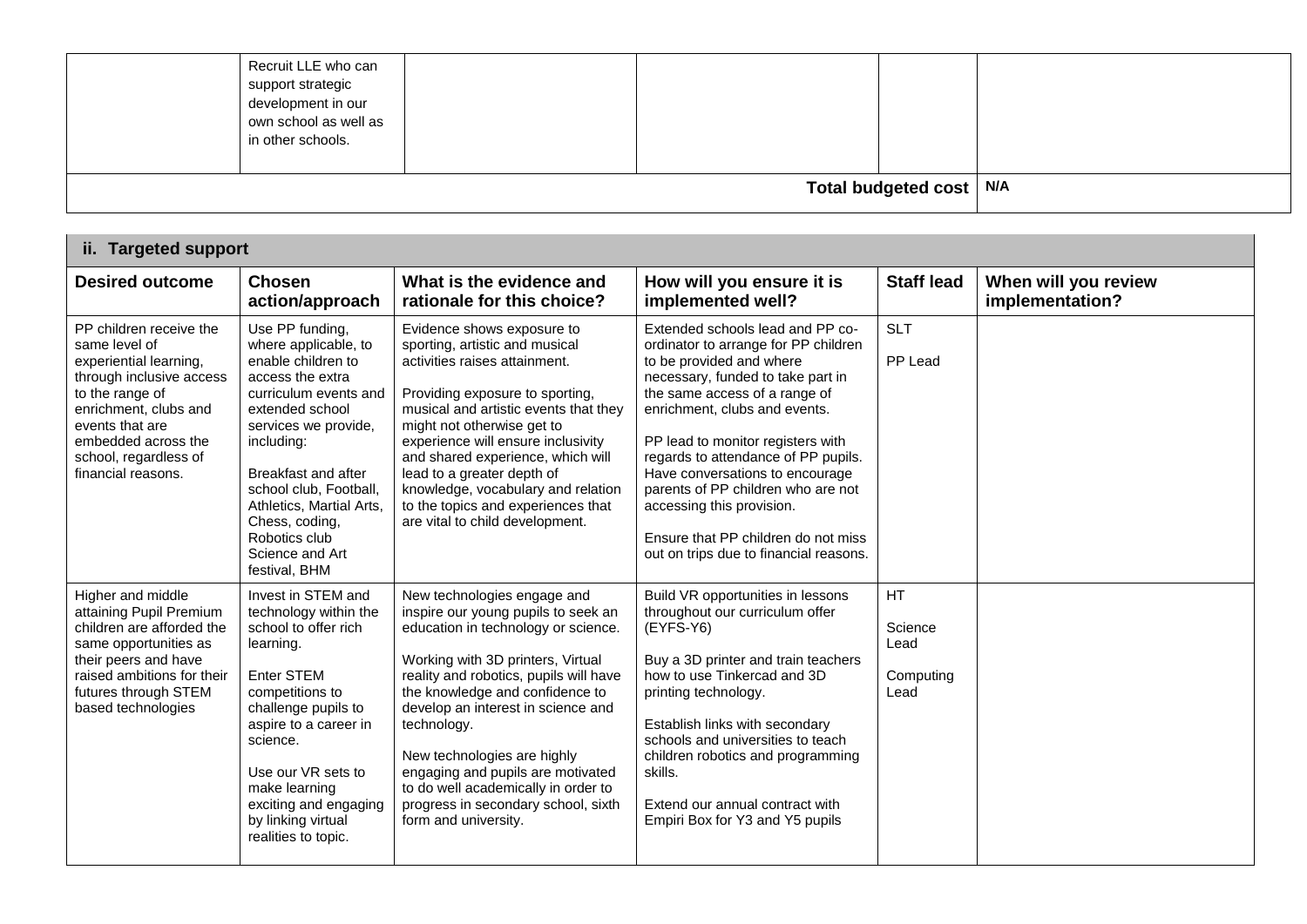| | Recruit LLE who can support strategic development in our own school as well as in other schools. | | | | |
|---|---|---|---|---|---|
| **Total budgeted cost** | | | | | **N/A** |

### ii. Targeted support

| Desired outcome | Chosen action/approach | What is the evidence and rationale for this choice? | How will you ensure it is implemented well? | Staff lead | When will you review implementation? |
|---|---|---|---|---|---|
| PP children receive the same level of experiential learning, through inclusive access to the range of enrichment, clubs and events that are embedded across the school, regardless of financial reasons. | Use PP funding, where applicable, to enable children to access the extra curriculum events and extended school services we provide, including:<br><br>Breakfast and after school club, Football, Athletics, Martial Arts, Chess, coding, Robotics club Science and Art festival, BHM | Evidence shows exposure to sporting, artistic and musical activities raises attainment.<br><br>Providing exposure to sporting, musical and artistic events that they might not otherwise get to experience will ensure inclusivity and shared experience, which will lead to a greater depth of knowledge, vocabulary and relation to the topics and experiences that are vital to child development. | Extended schools lead and PP co-ordinator to arrange for PP children to be provided and where necessary, funded to take part in the same access of a range of enrichment, clubs and events.<br><br>PP lead to monitor registers with regards to attendance of PP pupils. Have conversations to encourage parents of PP children who are not accessing this provision.<br><br>Ensure that PP children do not miss out on trips due to financial reasons. | SLT<br><br>PP Lead | |
| Higher and middle attaining Pupil Premium children are afforded the same opportunities as their peers and have raised ambitions for their futures through STEM based technologies | Invest in STEM and technology within the school to offer rich learning.<br><br>Enter STEM competitions to challenge pupils to aspire to a career in science.<br><br>Use our VR sets to make learning exciting and engaging by linking virtual realities to topic. | New technologies engage and inspire our young pupils to seek an education in technology or science.<br><br>Working with 3D printers, Virtual reality and robotics, pupils will have the knowledge and confidence to develop an interest in science and technology.<br><br>New technologies are highly engaging and pupils are motivated to do well academically in order to progress in secondary school, sixth form and university. | Build VR opportunities in lessons throughout our curriculum offer (EYFS-Y6)<br><br>Buy a 3D printer and train teachers how to use Tinkercad and 3D printing technology.<br><br>Establish links with secondary schools and universities to teach children robotics and programming skills.<br><br>Extend our annual contract with Empiri Box for Y3 and Y5 pupils | HT<br><br>Science Lead<br><br>Computing Lead | |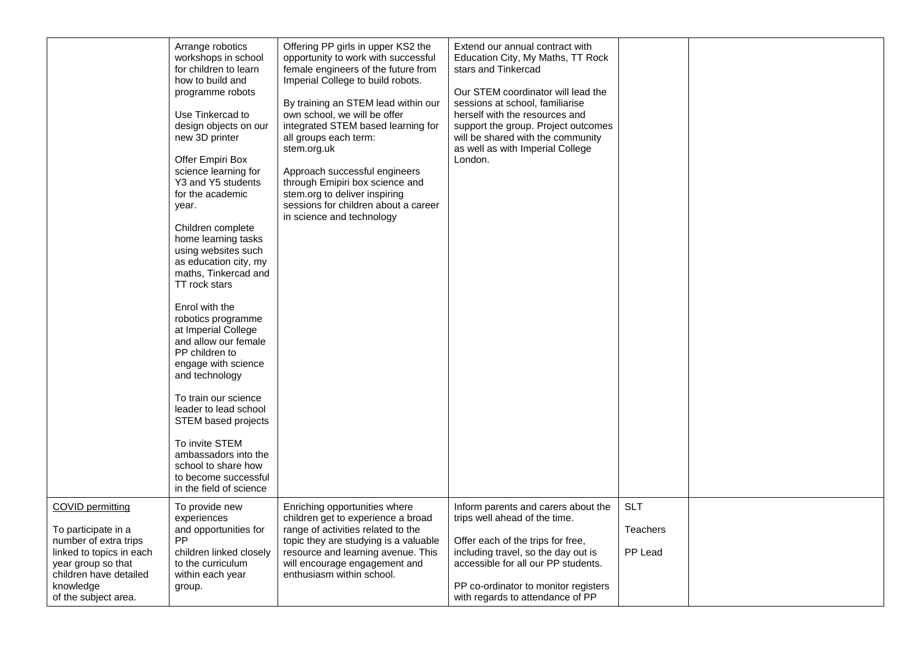| | | | | | |
|---|---|---|---|---|---|
| | Arrange robotics workshops in school for children to learn how to build and programme robots<br><br>Use Tinkercad to design objects on our new 3D printer<br><br>Offer Empiri Box science learning for Y3 and Y5 students for the academic year.<br><br>Children complete home learning tasks using websites such as education city, my maths, Tinkercad and TT rock stars<br><br>Enrol with the robotics programme at Imperial College and allow our female PP children to engage with science and technology<br><br>To train our science leader to lead school STEM based projects<br><br>To invite STEM ambassadors into the school to share how to become successful in the field of science | Offering PP girls in upper KS2 the opportunity to work with successful female engineers of the future from Imperial College to build robots.<br><br>By training an STEM lead within our own school, we will be offer integrated STEM based learning for all groups each term: stem.org.uk<br><br>Approach successful engineers through Emipiri box science and stem.org to deliver inspiring sessions for children about a career in science and technology | Extend our annual contract with Education City, My Maths, TT Rock stars and Tinkercad<br><br>Our STEM coordinator will lead the sessions at school, familiarise herself with the resources and support the group. Project outcomes will be shared with the community as well as with Imperial College London. | | |
| <u>COVID permitting</u><br><br>To participate in a number of extra trips linked to topics in each year group so that children have detailed knowledge of the subject area. | To provide new experiences and opportunities for PP children linked closely to the curriculum within each year group. | Enriching opportunities where children get to experience a broad range of activities related to the topic they are studying is a valuable resource and learning avenue. This will encourage engagement and enthusiasm within school. | Inform parents and carers about the trips well ahead of the time.<br><br>Offer each of the trips for free, including travel, so the day out is accessible for all our PP students.<br><br>PP co-ordinator to monitor registers with regards to attendance of PP | SLT<br><br>Teachers<br><br>PP Lead | |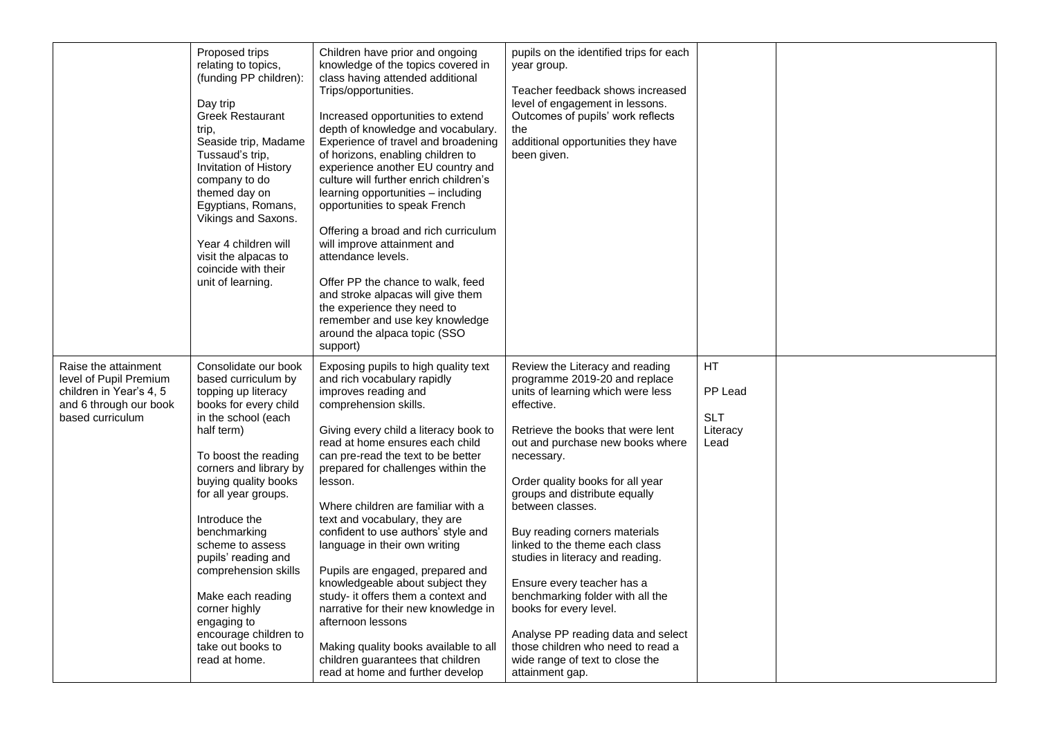|  |  |  |  |  |  |
|---|---|---|---|---|---|
|  | Proposed trips relating to topics, (funding PP children):<br><br>Day trip<br>Greek Restaurant trip,<br>Seaside trip, Madame Tussaud's trip,<br>Invitation of History company to do themed day on Egyptians, Romans, Vikings and Saxons.<br><br>Year 4 children will visit the alpacas to coincide with their unit of learning. | Children have prior and ongoing knowledge of the topics covered in class having attended additional Trips/opportunities.<br><br>Increased opportunities to extend depth of knowledge and vocabulary. Experience of travel and broadening of horizons, enabling children to experience another EU country and culture will further enrich children's learning opportunities – including opportunities to speak French<br><br>Offering a broad and rich curriculum will improve attainment and attendance levels.<br><br>Offer PP the chance to walk, feed and stroke alpacas will give them the experience they need to remember and use key knowledge around the alpaca topic (SSO support) | pupils on the identified trips for each year group.<br><br>Teacher feedback shows increased level of engagement in lessons. Outcomes of pupils' work reflects the additional opportunities they have been given. |  |  |
| Raise the attainment level of Pupil Premium children in Year's 4, 5 and 6 through our book based curriculum | Consolidate our book based curriculum by topping up literacy books for every child in the school (each half term)<br><br>To boost the reading corners and library by buying quality books for all year groups.<br><br>Introduce the benchmarking scheme to assess pupils' reading and comprehension skills<br><br>Make each reading corner highly engaging to encourage children to take out books to read at home. | Exposing pupils to high quality text and rich vocabulary rapidly improves reading and comprehension skills.<br><br>Giving every child a literacy book to read at home ensures each child can pre-read the text to be better prepared for challenges within the lesson.<br><br>Where children are familiar with a text and vocabulary, they are confident to use authors' style and language in their own writing<br><br>Pupils are engaged, prepared and knowledgeable about subject they study- it offers them a context and narrative for their new knowledge in afternoon lessons<br><br>Making quality books available to all children guarantees that children read at home and further develop | Review the Literacy and reading programme 2019-20 and replace units of learning which were less effective.<br><br>Retrieve the books that were lent out and purchase new books where necessary.<br><br>Order quality books for all year groups and distribute equally between classes.<br><br>Buy reading corners materials linked to the theme each class studies in literacy and reading.<br><br>Ensure every teacher has a benchmarking folder with all the books for every level.<br><br>Analyse PP reading data and select those children who need to read a wide range of text to close the attainment gap. | HT<br><br>PP Lead<br><br>SLT<br>Literacy Lead |  |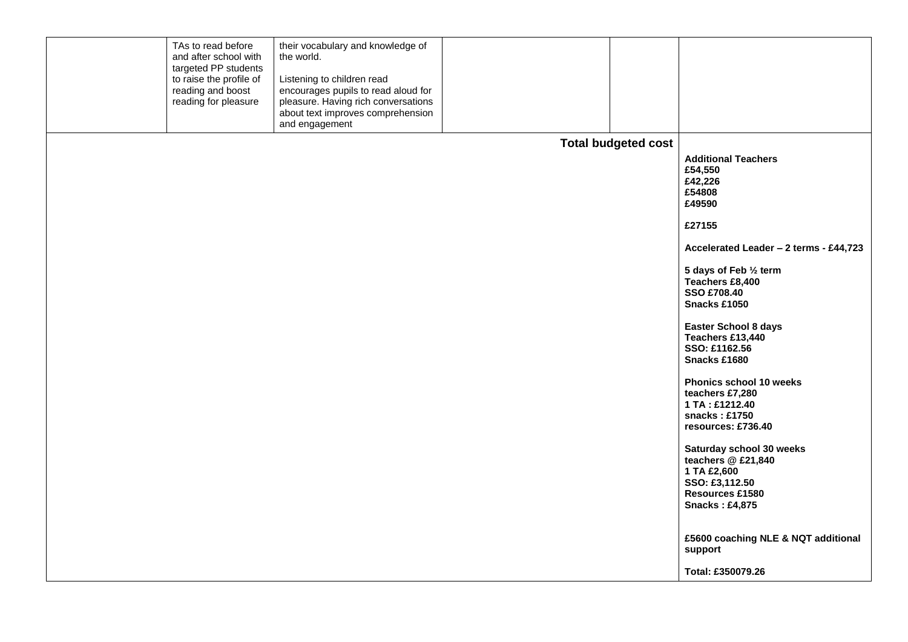| | | | | | |
|---|---|---|---|---|---|
| | TAs to read before and after school with targeted PP students to raise the profile of reading and boost reading for pleasure | their vocabulary and knowledge of the world.<br><br>Listening to children read encourages pupils to read aloud for pleasure. Having rich conversations about text improves comprehension and engagement | | | |
| **Total budgeted cost** | | | | | **Additional Teachers**<br>**£54,550**<br>**£42,226**<br>**£54808**<br>**£49590**<br><br>**£27155**<br><br>**Accelerated Leader – 2 terms - £44,723**<br><br>**5 days of Feb ½ term**<br>**Teachers £8,400**<br>**SSO £708.40**<br>**Snacks £1050**<br><br>**Easter School 8 days**<br>**Teachers £13,440**<br>**SSO: £1162.56**<br>**Snacks £1680**<br><br>**Phonics school 10 weeks**<br>**teachers £7,280**<br>**1 TA : £1212.40**<br>**snacks : £1750**<br>**resources: £736.40**<br><br>**Saturday school 30 weeks**<br>**teachers @ £21,840**<br>**1 TA £2,600**<br>**SSO: £3,112.50**<br>**Resources £1580**<br>**Snacks : £4,875**<br><br>**£5600 coaching NLE & NQT additional support**<br><br>**Total: £350079.26** |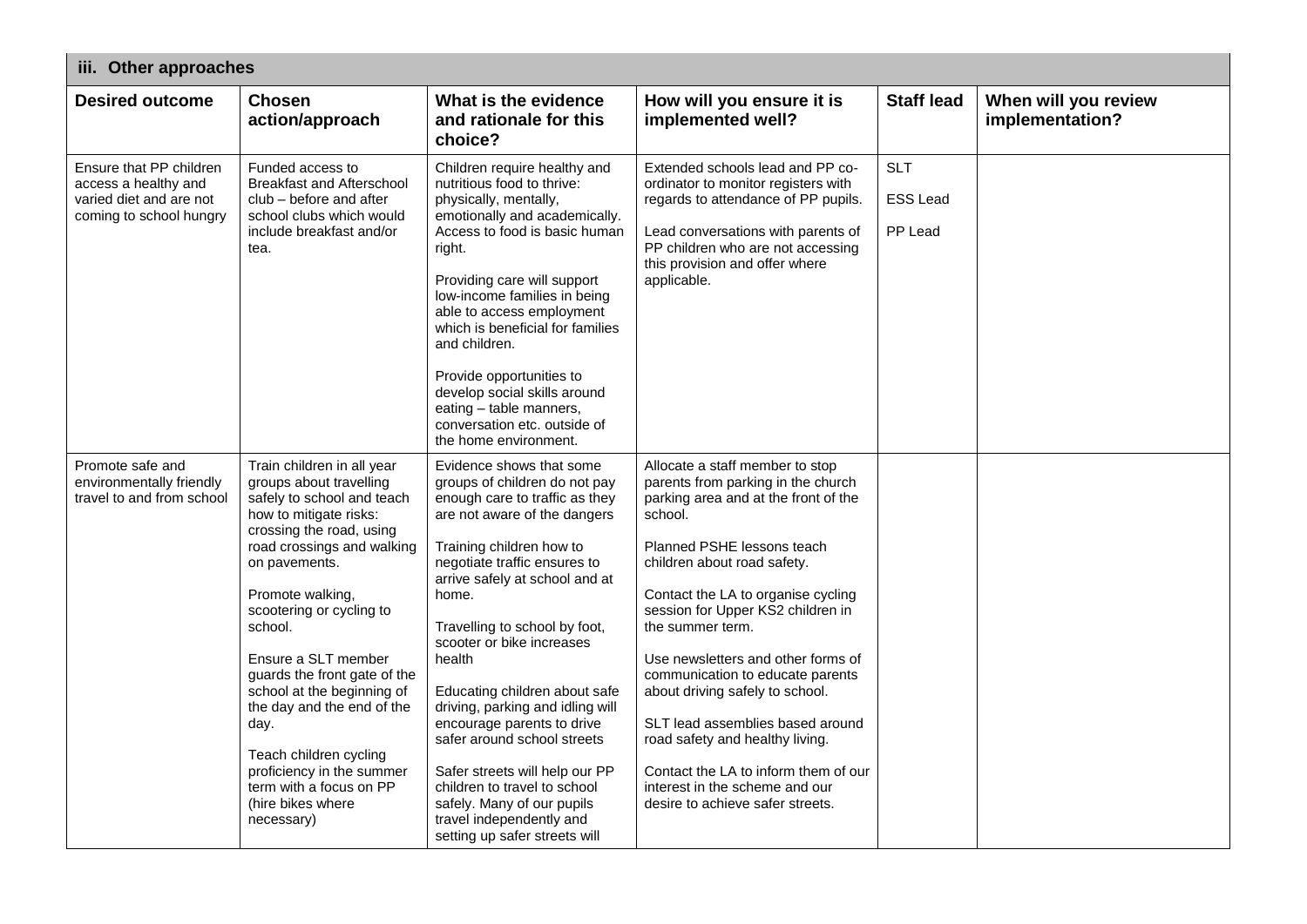| iii. Other approaches | | | | | |
|---|---|---|---|---|---|
| **Desired outcome** | **Chosen action/approach** | **What is the evidence and rationale for this choice?** | **How will you ensure it is implemented well?** | **Staff lead** | **When will you review implementation?** |
| Ensure that PP children access a healthy and varied diet and are not coming to school hungry | Funded access to Breakfast and Afterschool club – before and after school clubs which would include breakfast and/or tea. | Children require healthy and nutritious food to thrive: physically, mentally, emotionally and academically. Access to food is basic human right.<br><br>Providing care will support low-income families in being able to access employment which is beneficial for families and children.<br><br>Provide opportunities to develop social skills around eating – table manners, conversation etc. outside of the home environment. | Extended schools lead and PP co-ordinator to monitor registers with regards to attendance of PP pupils.<br><br>Lead conversations with parents of PP children who are not accessing this provision and offer where applicable. | SLT<br><br>ESS Lead<br><br>PP Lead | |
| Promote safe and environmentally friendly travel to and from school | Train children in all year groups about travelling safely to school and teach how to mitigate risks: crossing the road, using road crossings and walking on pavements.<br><br>Promote walking, scootering or cycling to school.<br><br>Ensure a SLT member guards the front gate of the school at the beginning of the day and the end of the day.<br><br>Teach children cycling proficiency in the summer term with a focus on PP (hire bikes where necessary) | Evidence shows that some groups of children do not pay enough care to traffic as they are not aware of the dangers<br><br>Training children how to negotiate traffic ensures to arrive safely at school and at home.<br><br>Travelling to school by foot, scooter or bike increases health<br><br>Educating children about safe driving, parking and idling will encourage parents to drive safer around school streets<br><br>Safer streets will help our PP children to travel to school safely. Many of our pupils travel independently and setting up safer streets will | Allocate a staff member to stop parents from parking in the church parking area and at the front of the school.<br><br>Planned PSHE lessons teach children about road safety.<br><br>Contact the LA to organise cycling session for Upper KS2 children in the summer term.<br><br>Use newsletters and other forms of communication to educate parents about driving safely to school.<br><br>SLT lead assemblies based around road safety and healthy living.<br><br>Contact the LA to inform them of our interest in the scheme and our desire to achieve safer streets. | | |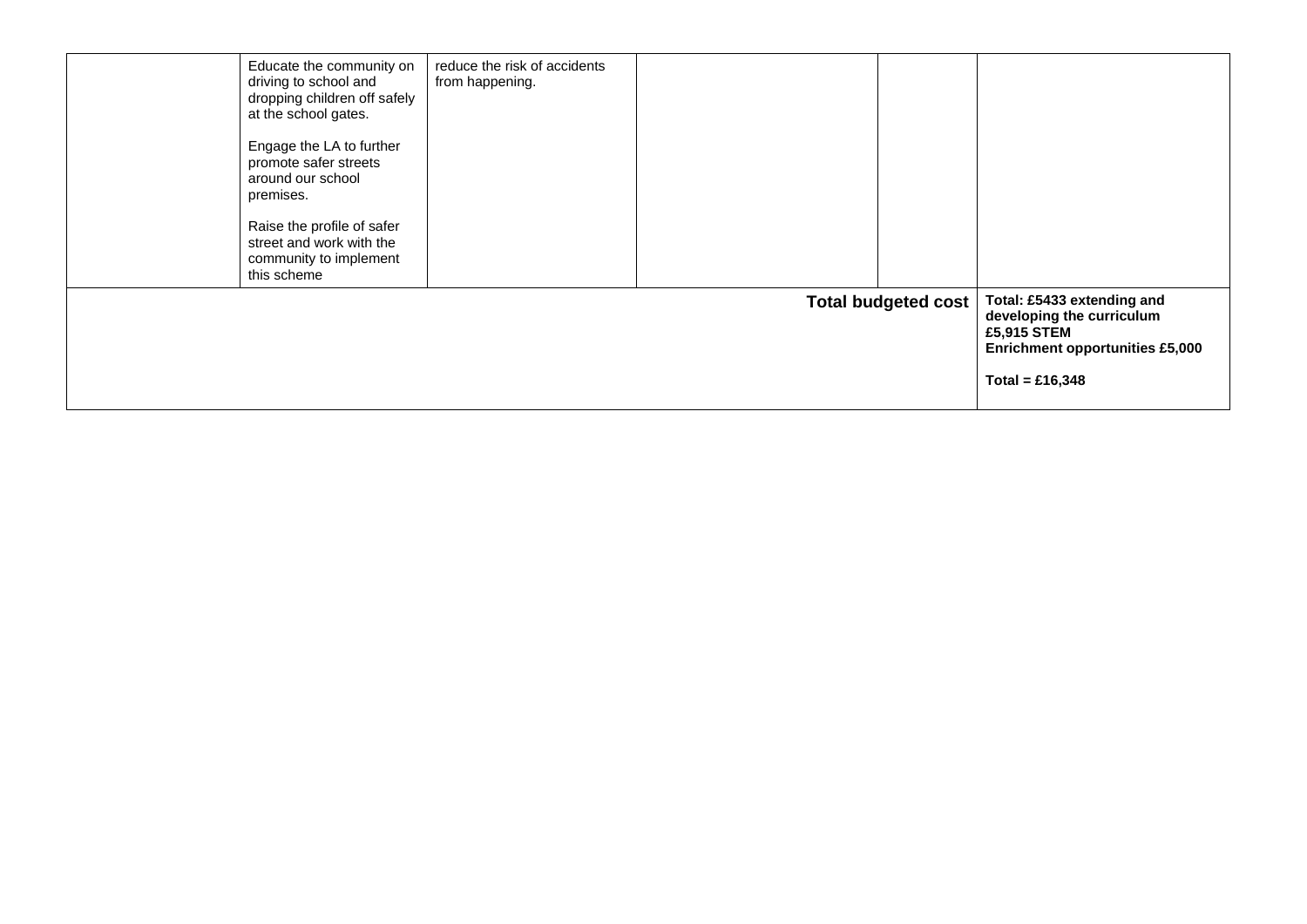| | | | | | |
|---|---|---|---|---|---|
| | Educate the community on driving to school and dropping children off safely at the school gates.<br><br>Engage the LA to further promote safer streets around our school premises.<br><br>Raise the profile of safer street and work with the community to implement this scheme | reduce the risk of accidents from happening. | | | |
| | | | | **Total budgeted cost** | **Total: £5433 extending and developing the curriculum**<br>**£5,915 STEM**<br>**Enrichment opportunities £5,000**<br><br>**Total = £16,348** |